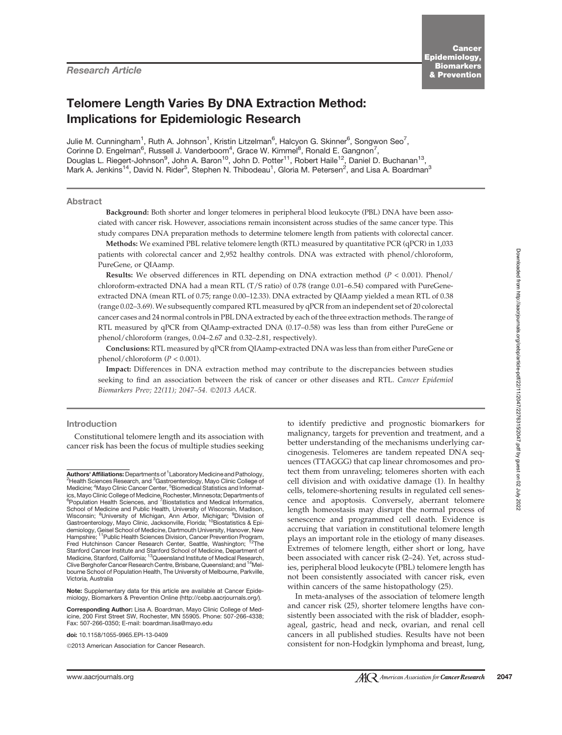*Research Article*

# Telomere Length Varies By DNA Extraction Method: Implications for Epidemiologic Research

Julie M. Cunningham[1], Ruth A. Johnson[1], Kristin Litzelman[6], Halcyon G. Skinner[6], Songwon Seo[7], Corinne D. Engelman[6], Russell J. Vanderboom[4], Grace W. Kimmel[8], Ronald E. Gangnon[7], Douglas L. Riegert-Johnson[9], John A. Baron[10], John D. Potter[11], Robert Haile[12], Daniel D. Buchanan[13], Mark A. Jenkins[14], David N. Rider[5], Stephen N. Thibodeau[1], Gloria M. Petersen[2], and Lisa A. Boardman[3]

## Abstract

**Background:** Both shorter and longer telomeres in peripheral blood leukocyte (PBL) DNA have been associated with cancer risk. However, associations remain inconsistent across studies of the same cancer type. This study compares DNA preparation methods to determine telomere length from patients with colorectal cancer.

**Methods:** We examined PBL relative telomere length (RTL) measured by quantitative PCR (qPCR) in 1,033 patients with colorectal cancer and 2,952 healthy controls. DNA was extracted with phenol/chloroform, PureGene, or QIAamp.

**Results:** We observed differences in RTL depending on DNA extraction method ($P < 0.001$). Phenol/chloroform-extracted DNA had a mean RTL (T/S ratio) of 0.78 (range 0.01–6.54) compared with PureGene-extracted DNA (mean RTL of 0.75; range 0.00–12.33). DNA extracted by QIAamp yielded a mean RTL of 0.38 (range 0.02–3.69). We subsequently compared RTL measured by qPCR from an independent set of 20 colorectal cancer cases and 24 normal controls in PBL DNA extracted by each of the three extraction methods. The range of RTL measured by qPCR from QIAamp-extracted DNA (0.17–0.58) was less than from either PureGene or phenol/chloroform (ranges, 0.04–2.67 and 0.32–2.81, respectively).

**Conclusions:** RTL measured by qPCR from QIAamp-extracted DNA was less than from either PureGene or phenol/chloroform ($P < 0.001$).

**Impact:** Differences in DNA extraction method may contribute to the discrepancies between studies seeking to find an association between the risk of cancer or other diseases and RTL. *Cancer Epidemiol Biomarkers Prev; 22(11); 2047–54. ©2013 AACR.*

## Introduction

Constitutional telomere length and its association with cancer risk has been the focus of multiple studies seeking to identify predictive and prognostic biomarkers for malignancy, targets for prevention and treatment, and a better understanding of the mechanisms underlying carcinogenesis. Telomeres are tandem repeated DNA sequences (TTAGGG) that cap linear chromosomes and protect them from unraveling; telomeres shorten with each cell division and with oxidative damage (1). In healthy cells, telomere-shortening results in regulated cell senescence and apoptosis. Conversely, aberrant telomere length homeostasis may disrupt the normal process of senescence and programmed cell death. Evidence is accruing that variation in constitutional telomere length plays an important role in the etiology of many diseases. Extremes of telomere length, either short or long, have been associated with cancer risk (2–24). Yet, across studies, peripheral blood leukocyte (PBL) telomere length has not been consistently associated with cancer risk, even within cancers of the same histopathology (25).

In meta-analyses of the association of telomere length and cancer risk (25), shorter telomere lengths have consistently been associated with the risk of bladder, esophageal, gastric, head and neck, ovarian, and renal cell cancers in all published studies. Results have not been consistent for non-Hodgkin lymphoma and breast, lung,

---

**Authors' Affiliations:** Departments of [1]Laboratory Medicine and Pathology, [2]Health Sciences Research, and [3]Gastroenterology, Mayo Clinic College of Medicine; [4]Mayo Clinic Cancer Center, [5]Biomedical Statistics and Informatics, Mayo Clinic College of Medicine, Rochester, Minnesota; Departments of [6]Population Health Sciences, and [7]Biostatistics and Medical Informatics, School of Medicine and Public Health, University of Wisconsin, Madison, Wisconsin; [8]University of Michigan, Ann Arbor, Michigan; [9]Division of Gastroenterology, Mayo Clinic, Jacksonville, Florida; [10]Biostatistics & Epidemiology, Geisel School of Medicine, Dartmouth University, Hanover, New Hampshire; [11]Public Health Sciences Division, Cancer Prevention Program, Fred Hutchinson Cancer Research Center, Seattle, Washington; [12]The Stanford Cancer Institute and Stanford School of Medicine, Department of Medicine, Stanford, California; [13]Queensland Institute of Medical Research, Clive Berghofer Cancer Research Centre, Brisbane, Queensland; and [14]Melbourne School of Population Health, The University of Melbourne, Parkville, Victoria, Australia

**Note:** Supplementary data for this article are available at Cancer Epidemiology, Biomarkers & Prevention Online (http://cebp.aacrjournals.org/).

**Corresponding Author:** Lisa A. Boardman, Mayo Clinic College of Medicine, 200 First Street SW, Rochester, MN 55905. Phone: 507-266-4338; Fax: 507-266-0350; E-mail: boardman.lisa@mayo.edu

**doi:** 10.1158/1055-9965.EPI-13-0409

©2013 American Association for Cancer Research.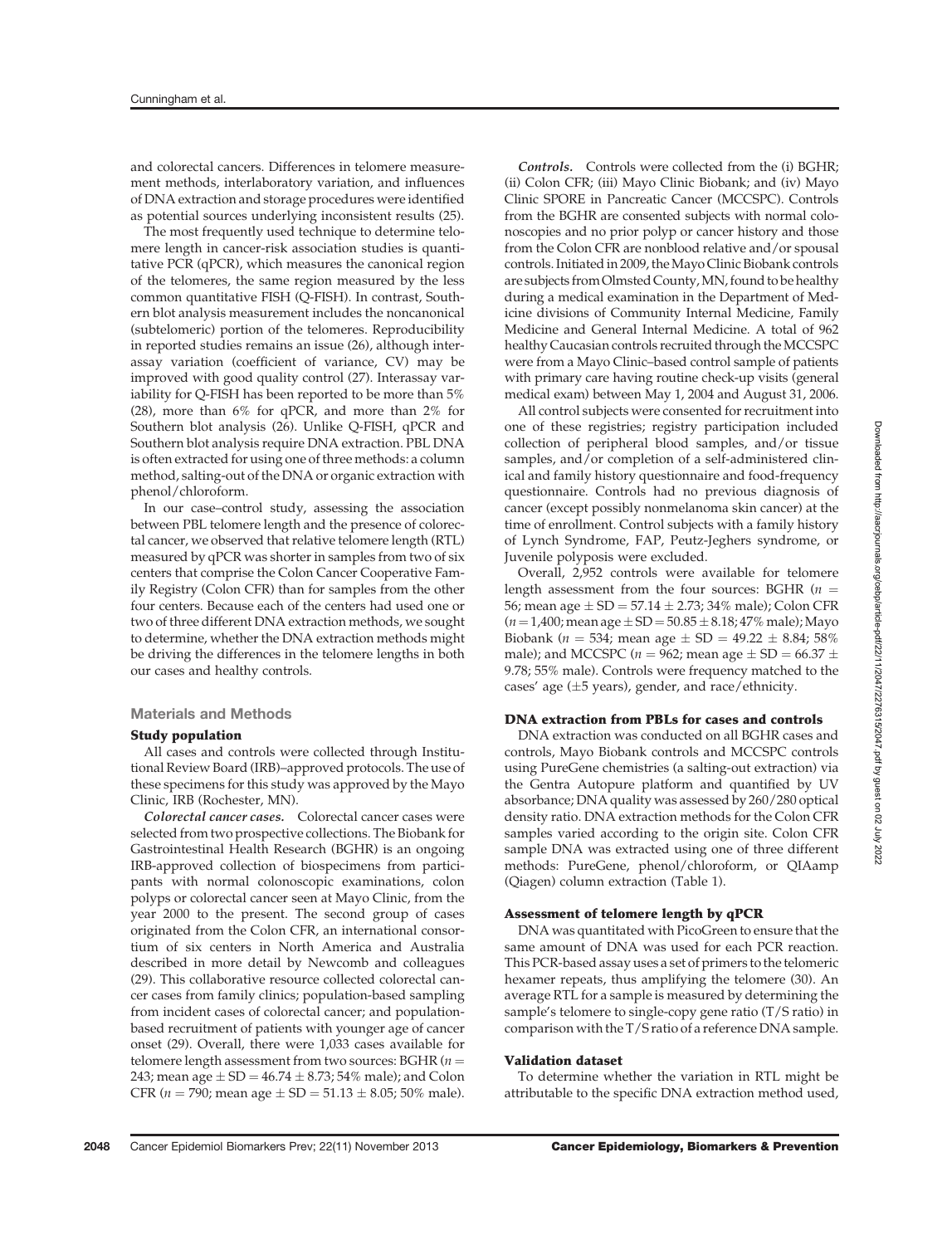and colorectal cancers. Differences in telomere measurement methods, interlaboratory variation, and influences of DNA extraction and storage procedures were identified as potential sources underlying inconsistent results (25).

The most frequently used technique to determine telomere length in cancer-risk association studies is quantitative PCR (qPCR), which measures the canonical region of the telomeres, the same region measured by the less common quantitative FISH (Q-FISH). In contrast, Southern blot analysis measurement includes the noncanonical (subtelomeric) portion of the telomeres. Reproducibility in reported studies remains an issue (26), although interassay variation (coefficient of variance, CV) may be improved with good quality control (27). Interassay variability for Q-FISH has been reported to be more than 5% (28), more than 6% for qPCR, and more than 2% for Southern blot analysis (26). Unlike Q-FISH, qPCR and Southern blot analysis require DNA extraction. PBL DNA is often extracted for using one of three methods: a column method, salting-out of the DNA or organic extraction with phenol/chloroform.

In our case–control study, assessing the association between PBL telomere length and the presence of colorectal cancer, we observed that relative telomere length (RTL) measured by qPCR was shorter in samples from two of six centers that comprise the Colon Cancer Cooperative Family Registry (Colon CFR) than for samples from the other four centers. Because each of the centers had used one or two of three different DNA extraction methods, we sought to determine, whether the DNA extraction methods might be driving the differences in the telomere lengths in both our cases and healthy controls.

## Materials and Methods

### Study population

All cases and controls were collected through Institutional Review Board (IRB)–approved protocols. The use of these specimens for this study was approved by the Mayo Clinic, IRB (Rochester, MN).

***Colorectal cancer cases.*** Colorectal cancer cases were selected from two prospective collections. The Biobank for Gastrointestinal Health Research (BGHR) is an ongoing IRB-approved collection of biospecimens from participants with normal colonoscopic examinations, colon polyps or colorectal cancer seen at Mayo Clinic, from the year 2000 to the present. The second group of cases originated from the Colon CFR, an international consortium of six centers in North America and Australia described in more detail by Newcomb and colleagues (29). This collaborative resource collected colorectal cancer cases from family clinics; population-based sampling from incident cases of colorectal cancer; and population-based recruitment of patients with younger age of cancer onset (29). Overall, there were 1,033 cases available for telomere length assessment from two sources: BGHR ($n$ = 243; mean age ± SD = 46.74 ± 8.73; 54% male); and Colon CFR ($n$ = 790; mean age ± SD = 51.13 ± 8.05; 50% male).

***Controls.*** Controls were collected from the (i) BGHR; (ii) Colon CFR; (iii) Mayo Clinic Biobank; and (iv) Mayo Clinic SPORE in Pancreatic Cancer (MCCSPC). Controls from the BGHR are consented subjects with normal colonoscopies and no prior polyp or cancer history and those from the Colon CFR are nonblood relative and/or spousal controls. Initiated in 2009, the Mayo Clinic Biobank controls are subjects from Olmsted County, MN, found to be healthy during a medical examination in the Department of Medicine divisions of Community Internal Medicine, Family Medicine and General Internal Medicine. A total of 962 healthy Caucasian controls recruited through the MCCSPC were from a Mayo Clinic–based control sample of patients with primary care having routine check-up visits (general medical exam) between May 1, 2004 and August 31, 2006.

All control subjects were consented for recruitment into one of these registries; registry participation included collection of peripheral blood samples, and/or tissue samples, and/or completion of a self-administered clinical and family history questionnaire and food-frequency questionnaire. Controls had no previous diagnosis of cancer (except possibly nonmelanoma skin cancer) at the time of enrollment. Control subjects with a family history of Lynch Syndrome, FAP, Peutz-Jeghers syndrome, or Juvenile polyposis were excluded.

Overall, 2,952 controls were available for telomere length assessment from the four sources: BGHR ($n$ = 56; mean age ± SD = 57.14 ± 2.73; 34% male); Colon CFR ($n$ = 1,400; mean age ± SD = 50.85 ± 8.18; 47% male); Mayo Biobank ($n$ = 534; mean age ± SD = 49.22 ± 8.84; 58% male); and MCCSPC ($n$ = 962; mean age ± SD = 66.37 ± 9.78; 55% male). Controls were frequency matched to the cases' age (±5 years), gender, and race/ethnicity.

### DNA extraction from PBLs for cases and controls

DNA extraction was conducted on all BGHR cases and controls, Mayo Biobank controls and MCCSPC controls using PureGene chemistries (a salting-out extraction) via the Gentra Autopure platform and quantified by UV absorbance; DNA quality was assessed by 260/280 optical density ratio. DNA extraction methods for the Colon CFR samples varied according to the origin site. Colon CFR sample DNA was extracted using one of three different methods: PureGene, phenol/chloroform, or QIAamp (Qiagen) column extraction (Table 1).

### Assessment of telomere length by qPCR

DNA was quantitated with PicoGreen to ensure that the same amount of DNA was used for each PCR reaction. This PCR-based assay uses a set of primers to the telomeric hexamer repeats, thus amplifying the telomere (30). An average RTL for a sample is measured by determining the sample's telomere to single-copy gene ratio (T/S ratio) in comparison with the T/S ratio of a reference DNA sample.

### Validation dataset

To determine whether the variation in RTL might be attributable to the specific DNA extraction method used,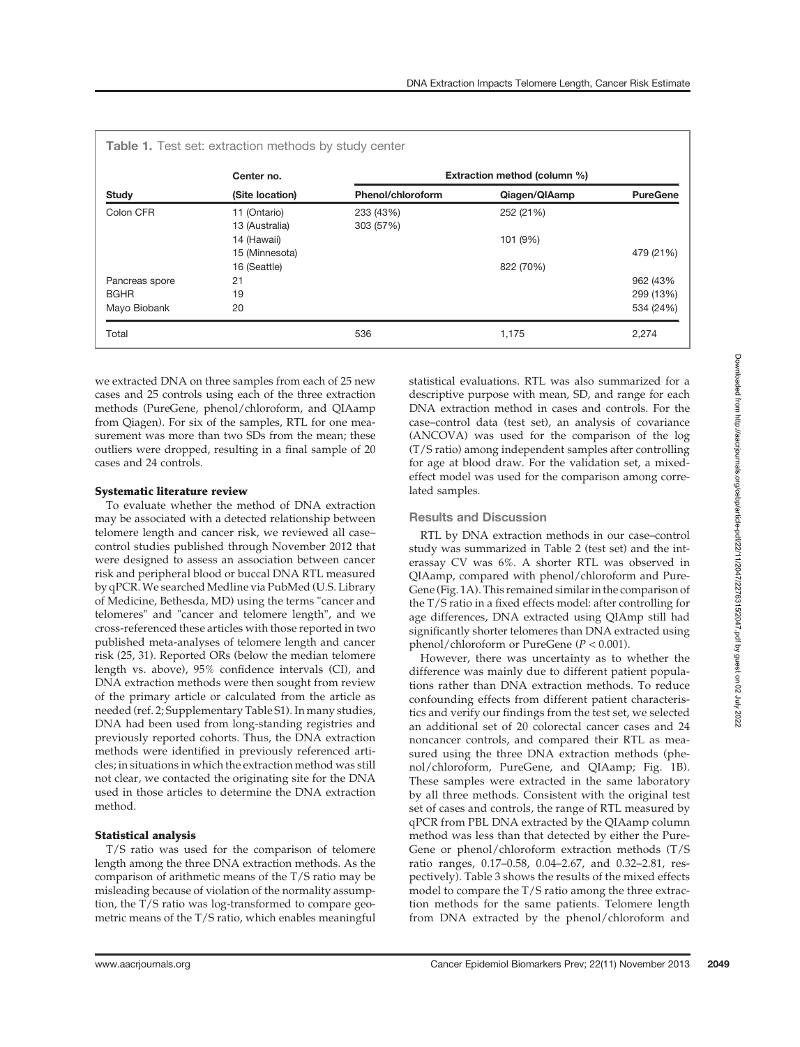**Table 1.** Test set: extraction methods by study center

| Study | Center no. (Site location) | Extraction method (column %) | | |
|---|---|---|---|---|
| | | Phenol/chloroform | Qiagen/QIAamp | PureGene |
| Colon CFR | 11 (Ontario) | 233 (43%) | 252 (21%) | |
| | 13 (Australia) | 303 (57%) | | |
| | 14 (Hawaii) | | 101 (9%) | |
| | 15 (Minnesota) | | | 479 (21%) |
| | 16 (Seattle) | | 822 (70%) | |
| Pancreas spore | 21 | | | 962 (43% |
| BGHR | 19 | | | 299 (13%) |
| Mayo Biobank | 20 | | | 534 (24%) |
| Total | | 536 | 1,175 | 2,274 |

we extracted DNA on three samples from each of 25 new cases and 25 controls using each of the three extraction methods (PureGene, phenol/chloroform, and QIAamp from Qiagen). For six of the samples, RTL for one measurement was more than two SDs from the mean; these outliers were dropped, resulting in a final sample of 20 cases and 24 controls.

### Systematic literature review

To evaluate whether the method of DNA extraction may be associated with a detected relationship between telomere length and cancer risk, we reviewed all case–control studies published through November 2012 that were designed to assess an association between cancer risk and peripheral blood or buccal DNA RTL measured by qPCR. We searched Medline via PubMed (U.S. Library of Medicine, Bethesda, MD) using the terms "cancer and telomeres" and "cancer and telomere length", and we cross-referenced these articles with those reported in two published meta-analyses of telomere length and cancer risk (25, 31). Reported ORs (below the median telomere length vs. above), 95% confidence intervals (CI), and DNA extraction methods were then sought from review of the primary article or calculated from the article as needed (ref. 2; Supplementary Table S1). In many studies, DNA had been used from long-standing registries and previously reported cohorts. Thus, the DNA extraction methods were identified in previously referenced articles; in situations in which the extraction method was still not clear, we contacted the originating site for the DNA used in those articles to determine the DNA extraction method.

### Statistical analysis

T/S ratio was used for the comparison of telomere length among the three DNA extraction methods. As the comparison of arithmetic means of the T/S ratio may be misleading because of violation of the normality assumption, the T/S ratio was log-transformed to compare geometric means of the T/S ratio, which enables meaningful statistical evaluations. RTL was also summarized for a descriptive purpose with mean, SD, and range for each DNA extraction method in cases and controls. For the case–control data (test set), an analysis of covariance (ANCOVA) was used for the comparison of the log (T/S ratio) among independent samples after controlling for age at blood draw. For the validation set, a mixed-effect model was used for the comparison among correlated samples.

## Results and Discussion

RTL by DNA extraction methods in our case–control study was summarized in Table 2 (test set) and the interassay CV was 6%. A shorter RTL was observed in QIAamp, compared with phenol/chloroform and PureGene (Fig. 1A). This remained similar in the comparison of the T/S ratio in a fixed effects model: after controlling for age differences, DNA extracted using QIAmp still had significantly shorter telomeres than DNA extracted using phenol/chloroform or PureGene ($P < 0.001$).

However, there was uncertainty as to whether the difference was mainly due to different patient populations rather than DNA extraction methods. To reduce confounding effects from different patient characteristics and verify our findings from the test set, we selected an additional set of 20 colorectal cancer cases and 24 noncancer controls, and compared their RTL as measured using the three DNA extraction methods (phenol/chloroform, PureGene, and QIAamp; Fig. 1B). These samples were extracted in the same laboratory by all three methods. Consistent with the original test set of cases and controls, the range of RTL measured by qPCR from PBL DNA extracted by the QIAamp column method was less than that detected by either the PureGene or phenol/chloroform extraction methods (T/S ratio ranges, 0.17–0.58, 0.04–2.67, and 0.32–2.81, respectively). Table 3 shows the results of the mixed effects model to compare the T/S ratio among the three extraction methods for the same patients. Telomere length from DNA extracted by the phenol/chloroform and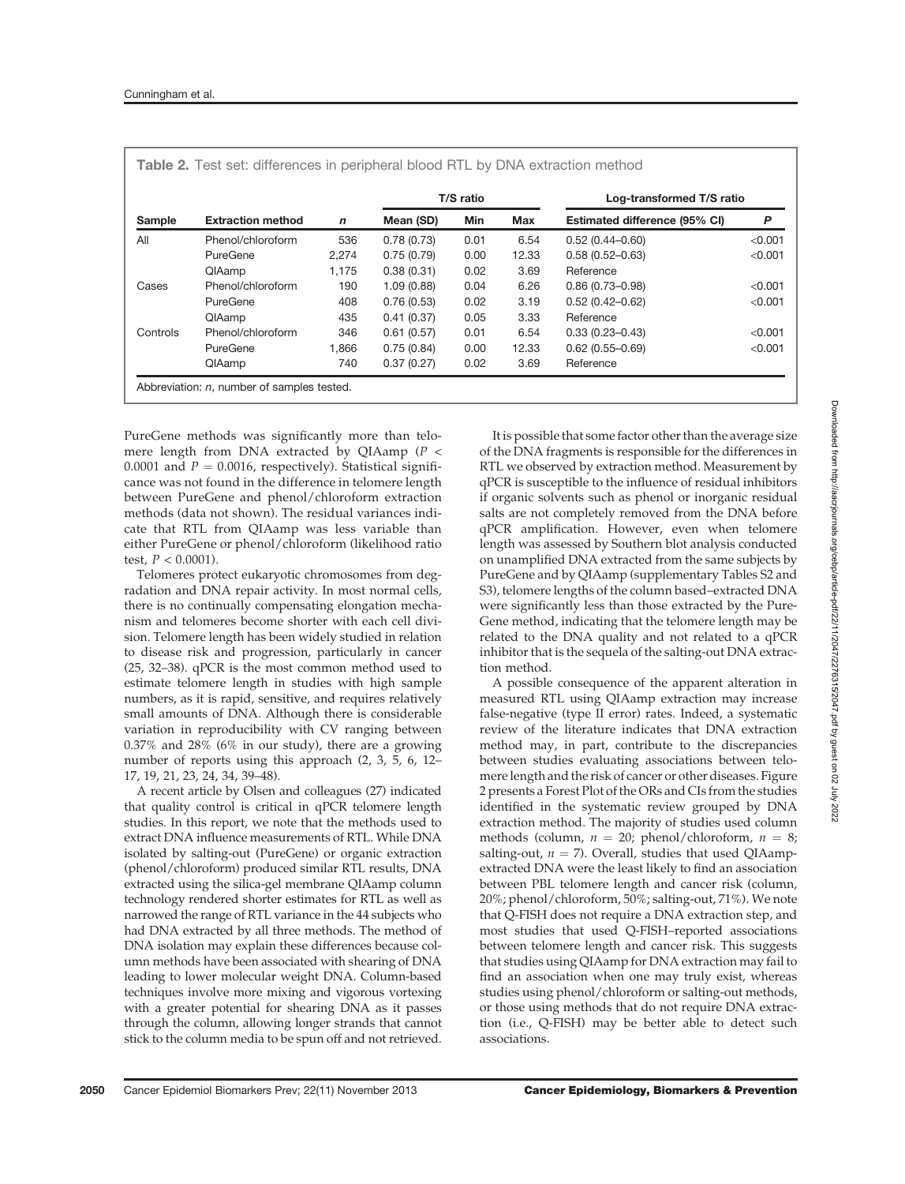**Table 2.** Test set: differences in peripheral blood RTL by DNA extraction method

| | | | T/S ratio | | | Log-transformed T/S ratio | |
|---|---|---|---|---|---|---|---|
| Sample | Extraction method | *n* | Mean (SD) | Min | Max | Estimated difference (95% CI) | *P* |
| All | Phenol/chloroform | 536 | 0.78 (0.73) | 0.01 | 6.54 | 0.52 (0.44–0.60) | <0.001 |
| | PureGene | 2,274 | 0.75 (0.79) | 0.00 | 12.33 | 0.58 (0.52–0.63) | <0.001 |
| | QIAamp | 1,175 | 0.38 (0.31) | 0.02 | 3.69 | Reference | |
| Cases | Phenol/chloroform | 190 | 1.09 (0.88) | 0.04 | 6.26 | 0.86 (0.73–0.98) | <0.001 |
| | PureGene | 408 | 0.76 (0.53) | 0.02 | 3.19 | 0.52 (0.42–0.62) | <0.001 |
| | QIAamp | 435 | 0.41 (0.37) | 0.05 | 3.33 | Reference | |
| Controls | Phenol/chloroform | 346 | 0.61 (0.57) | 0.01 | 6.54 | 0.33 (0.23–0.43) | <0.001 |
| | PureGene | 1,866 | 0.75 (0.84) | 0.00 | 12.33 | 0.62 (0.55–0.69) | <0.001 |
| | QIAamp | 740 | 0.37 (0.27) | 0.02 | 3.69 | Reference | |

Abbreviation: *n*, number of samples tested.

PureGene methods was significantly more than telomere length from DNA extracted by QIAamp ($P < 0.0001$ and $P = 0.0016$, respectively). Statistical significance was not found in the difference in telomere length between PureGene and phenol/chloroform extraction methods (data not shown). The residual variances indicate that RTL from QIAamp was less variable than either PureGene or phenol/chloroform (likelihood ratio test, $P < 0.0001$).

Telomeres protect eukaryotic chromosomes from degradation and DNA repair activity. In most normal cells, there is no continually compensating elongation mechanism and telomeres become shorter with each cell division. Telomere length has been widely studied in relation to disease risk and progression, particularly in cancer (25, 32–38). qPCR is the most common method used to estimate telomere length in studies with high sample numbers, as it is rapid, sensitive, and requires relatively small amounts of DNA. Although there is considerable variation in reproducibility with CV ranging between 0.37% and 28% (6% in our study), there are a growing number of reports using this approach (2, 3, 5, 6, 12–17, 19, 21, 23, 24, 34, 39–48).

A recent article by Olsen and colleagues (27) indicated that quality control is critical in qPCR telomere length studies. In this report, we note that the methods used to extract DNA influence measurements of RTL. While DNA isolated by salting-out (PureGene) or organic extraction (phenol/chloroform) produced similar RTL results, DNA extracted using the silica-gel membrane QIAamp column technology rendered shorter estimates for RTL as well as narrowed the range of RTL variance in the 44 subjects who had DNA extracted by all three methods. The method of DNA isolation may explain these differences because column methods have been associated with shearing of DNA leading to lower molecular weight DNA. Column-based techniques involve more mixing and vigorous vortexing with a greater potential for shearing DNA as it passes through the column, allowing longer strands that cannot stick to the column media to be spun off and not retrieved.

It is possible that some factor other than the average size of the DNA fragments is responsible for the differences in RTL we observed by extraction method. Measurement by qPCR is susceptible to the influence of residual inhibitors if organic solvents such as phenol or inorganic residual salts are not completely removed from the DNA before qPCR amplification. However, even when telomere length was assessed by Southern blot analysis conducted on unamplified DNA extracted from the same subjects by PureGene and by QIAamp (supplementary Tables S2 and S3), telomere lengths of the column based–extracted DNA were significantly less than those extracted by the PureGene method, indicating that the telomere length may be related to the DNA quality and not related to a qPCR inhibitor that is the sequela of the salting-out DNA extraction method.

A possible consequence of the apparent alteration in measured RTL using QIAamp extraction may increase false-negative (type II error) rates. Indeed, a systematic review of the literature indicates that DNA extraction method may, in part, contribute to the discrepancies between studies evaluating associations between telomere length and the risk of cancer or other diseases. Figure 2 presents a Forest Plot of the ORs and CIs from the studies identified in the systematic review grouped by DNA extraction method. The majority of studies used column methods (column, $n = 20$; phenol/chloroform, $n = 8$; salting-out, $n = 7$). Overall, studies that used QIAamp-extracted DNA were the least likely to find an association between PBL telomere length and cancer risk (column, 20%; phenol/chloroform, 50%; salting-out, 71%). We note that Q-FISH does not require a DNA extraction step, and most studies that used Q-FISH–reported associations between telomere length and cancer risk. This suggests that studies using QIAamp for DNA extraction may fail to find an association when one may truly exist, whereas studies using phenol/chloroform or salting-out methods, or those using methods that do not require DNA extraction (i.e., Q-FISH) may be better able to detect such associations.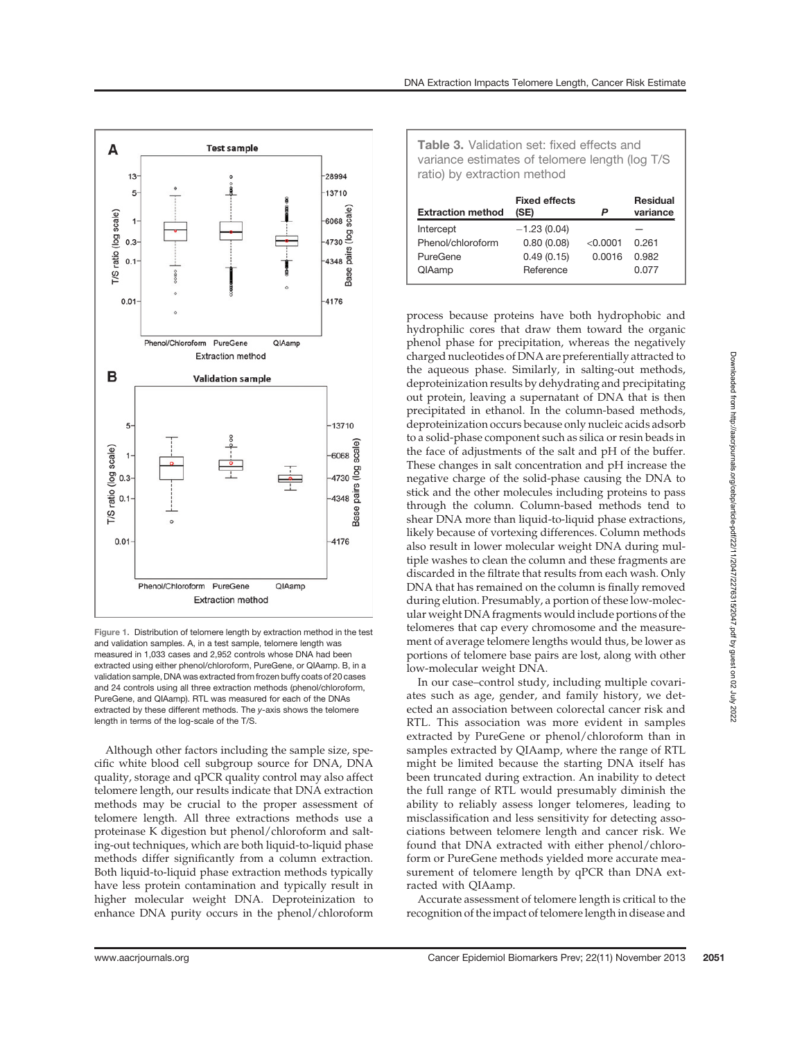A

Test sample

T/S ratio (log scale)

13
5
1
0.3
0.1
0.01

28994
13710
6068
4730
4348
4176

Base pairs (log scale)

Phenol/Chloroform PureGene QIAmp

Extraction method

B

Validation sample

T/S ratio (log scale)

5
1
0.3
0.1
0.01

13710
6068
4730
4348
4176

Base pairs (log scale)

Phenol/Chloroform PureGene QIAmp

Extraction method

Figure 1. Distribution of telomere length by extraction method in the test and validation samples. A, in a test sample, telomere length was measured in 1,033 cases and 2,952 controls whose DNA had been extracted using either phenol/chloroform, PureGene, or QIAmp. B, in a validation sample, DNA was extracted from frozen buffy coats of 20 cases and 24 controls using all three extraction methods (phenol/chloroform, PureGene, and QIAmp). RTL was measured for each of the DNAs extracted by these different methods. The *y*-axis shows the telomere length in terms of the log-scale of the T/S.

Although other factors including the sample size, specific white blood cell subgroup source for DNA, DNA quality, storage and qPCR quality control may also affect telomere length, our results indicate that DNA extraction methods may be crucial to the proper assessment of telomere length. All three extractions methods use a proteinase K digestion but phenol/chloroform and salting-out techniques, which are both liquid-to-liquid phase methods differ significantly from a column extraction. Both liquid-to-liquid phase extraction methods typically have less protein contamination and typically result in higher molecular weight DNA. Deproteinization to enhance DNA purity occurs in the phenol/chloroform process because proteins have both hydrophobic and hydrophilic cores that draw them toward the organic phenol phase for precipitation, whereas the negatively charged nucleotides of DNA are preferentially attracted to the aqueous phase. Similarly, in salting-out methods, deproteinization results by dehydrating and precipitating out protein, leaving a supernatant of DNA that is then precipitated in ethanol. In the column-based methods, deproteinization occurs because only nucleic acids adsorb to a solid-phase component such as silica or resin beads in the face of adjustments of the salt and pH of the buffer. These changes in salt concentration and pH increase the negative charge of the solid-phase causing the DNA to stick and the other molecules including proteins to pass through the column. Column-based methods tend to shear DNA more than liquid-to-liquid phase extractions, likely because of vortexing differences. Column methods also result in lower molecular weight DNA during multiple washes to clean the column and these fragments are discarded in the filtrate that results from each wash. Only DNA that has remained on the column is finally removed during elution. Presumably, a portion of these low-molecular weight DNA fragments would include portions of the telomeres that cap every chromosome and the measurement of average telomere lengths would thus, be lower as portions of telomere base pairs are lost, along with other low-molecular weight DNA.

**Table 3.** Validation set: fixed effects and variance estimates of telomere length (log T/S ratio) by extraction method

| Extraction method | Fixed effects (SE) | *P* | Residual variance |
|---|---|---|---|
| Intercept | −1.23 (0.04) | | — |
| Phenol/chloroform | 0.80 (0.08) | <0.0001 | 0.261 |
| PureGene | 0.49 (0.15) | 0.0016 | 0.982 |
| QIAamp | Reference | | 0.077 |

In our case–control study, including multiple covariates such as age, gender, and family history, we detected an association between colorectal cancer risk and RTL. This association was more evident in samples extracted by PureGene or phenol/chloroform than in samples extracted by QIAamp, where the range of RTL might be limited because the starting DNA itself has been truncated during extraction. An inability to detect the full range of RTL would presumably diminish the ability to reliably assess longer telomeres, leading to misclassification and less sensitivity for detecting associations between telomere length and cancer risk. We found that DNA extracted with either phenol/chloroform or PureGene methods yielded more accurate measurement of telomere length by qPCR than DNA extracted with QIAamp.

Accurate assessment of telomere length is critical to the recognition of the impact of telomere length in disease and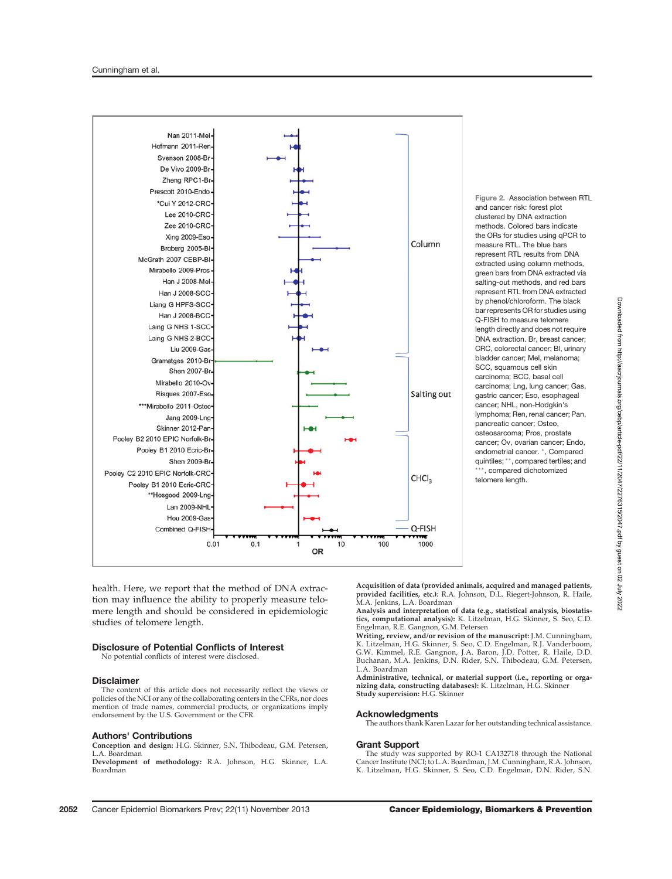Figure 2. Association between RTL and cancer risk: forest plot clustered by DNA extraction methods. Colored bars indicate the ORs for studies using qPCR to measure RTL. The blue bars represent RTL results from DNA extracted using column methods, green bars from DNA extracted via salting-out methods, and red bars represent RTL from DNA extracted by phenol/chloroform. The black bar represents OR for studies using Q-FISH to measure telomere length directly and does not require DNA extraction. Br, breast cancer; CRC, colorectal cancer; Bl, urinary bladder cancer; Mel, melanoma; SCC, squamous cell skin carcinoma; BCC, basal cell carcinoma; Lng, lung cancer; Gas, gastric cancer; Eso, esophageal cancer; NHL, non-Hodgkin's lymphoma; Ren, renal cancer; Pan, pancreatic cancer; Osteo, osteosarcoma; Pros, prostate cancer; Ov, ovarian cancer; Endo, endometrial cancer. *, Compared quintiles; **, compared tertiles; and ***, compared dichotomized telomere length.

health. Here, we report that the method of DNA extraction may influence the ability to properly measure telomere length and should be considered in epidemiologic studies of telomere length.

## Disclosure of Potential Conflicts of Interest

No potential conflicts of interest were disclosed.

## Disclaimer

The content of this article does not necessarily reflect the views or policies of the NCI or any of the collaborating centers in the CFRs, nor does mention of trade names, commercial products, or organizations imply endorsement by the U.S. Government or the CFR.

## Authors' Contributions

**Conception and design:** H.G. Skinner, S.N. Thibodeau, G.M. Petersen, L.A. Boardman
**Development of methodology:** R.A. Johnson, H.G. Skinner, L.A. Boardman
**Acquisition of data (provided animals, acquired and managed patients, provided facilities, etc.):** R.A. Johnson, D.L. Riegert-Johnson, R. Haile, M.A. Jenkins, L.A. Boardman
**Analysis and interpretation of data (e.g., statistical analysis, biostatistics, computational analysis):** K. Litzelman, H.G. Skinner, S. Seo, C.D. Engelman, R.E. Gangnon, G.M. Petersen
**Writing, review, and/or revision of the manuscript:** J.M. Cunningham, K. Litzelman, H.G. Skinner, S. Seo, C.D. Engelman, R.J. Vanderboom, G.W. Kimmel, R.E. Gangnon, J.A. Baron, J.D. Potter, R. Haile, D.D. Buchanan, M.A. Jenkins, D.N. Rider, S.N. Thibodeau, G.M. Petersen, L.A. Boardman
**Administrative, technical, or material support (i.e., reporting or organizing data, constructing databases):** K. Litzelman, H.G. Skinner
**Study supervision:** H.G. Skinner

## Acknowledgments

The authors thank Karen Lazar for her outstanding technical assistance.

## Grant Support

The study was supported by RO-1 CA132718 through the National Cancer Institute (NCI; to L.A. Boardman, J.M. Cunningham, R.A. Johnson, K. Litzelman, H.G. Skinner, S. Seo, C.D. Engelman, D.N. Rider, S.N.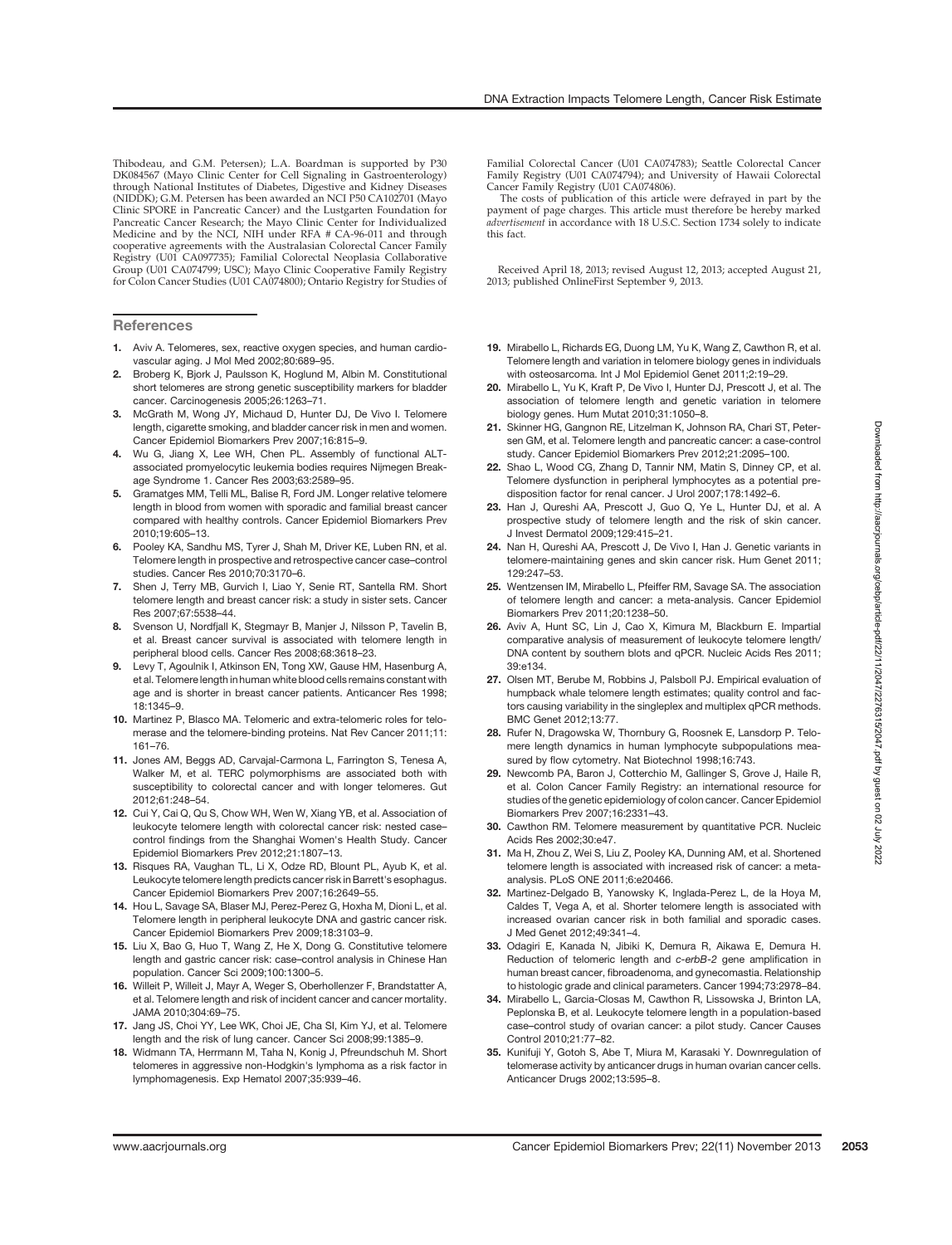Thibodeau, and G.M. Petersen); L.A. Boardman is supported by P30 DK084567 (Mayo Clinic Center for Cell Signaling in Gastroenterology) through National Institutes of Diabetes, Digestive and Kidney Diseases (NIDDK); G.M. Petersen has been awarded an NCI P50 CA102701 (Mayo Clinic SPORE in Pancreatic Cancer) and the Lustgarten Foundation for Pancreatic Cancer Research; the Mayo Clinic Center for Individualized Medicine and by the NCI, NIH under RFA # CA-96-011 and through cooperative agreements with the Australasian Colorectal Cancer Family Registry (U01 CA097735); Familial Colorectal Neoplasia Collaborative Group (U01 CA074799; USC); Mayo Clinic Cooperative Family Registry for Colon Cancer Studies (U01 CA074800); Ontario Registry for Studies of Familial Colorectal Cancer (U01 CA074783); Seattle Colorectal Cancer Family Registry (U01 CA074794); and University of Hawaii Colorectal Cancer Family Registry (U01 CA074806).

The costs of publication of this article were defrayed in part by the payment of page charges. This article must therefore be hereby marked *advertisement* in accordance with 18 U.S.C. Section 1734 solely to indicate this fact.

Received April 18, 2013; revised August 12, 2013; accepted August 21, 2013; published OnlineFirst September 9, 2013.

## References

1. Aviv A. Telomeres, sex, reactive oxygen species, and human cardiovascular aging. J Mol Med 2002;80:689–95.
2. Broberg K, Bjork J, Paulsson K, Hoglund M, Albin M. Constitutional short telomeres are strong genetic susceptibility markers for bladder cancer. Carcinogenesis 2005;26:1263–71.
3. McGrath M, Wong JY, Michaud D, Hunter DJ, De Vivo I. Telomere length, cigarette smoking, and bladder cancer risk in men and women. Cancer Epidemiol Biomarkers Prev 2007;16:815–9.
4. Wu G, Jiang X, Lee WH, Chen PL. Assembly of functional ALT-associated promyelocytic leukemia bodies requires Nijmegen Breakage Syndrome 1. Cancer Res 2003;63:2589–95.
5. Gramatges MM, Telli ML, Balise R, Ford JM. Longer relative telomere length in blood from women with sporadic and familial breast cancer compared with healthy controls. Cancer Epidemiol Biomarkers Prev 2010;19:605–13.
6. Pooley KA, Sandhu MS, Tyrer J, Shah M, Driver KE, Luben RN, et al. Telomere length in prospective and retrospective cancer case–control studies. Cancer Res 2010;70:3170–6.
7. Shen J, Terry MB, Gurvich I, Liao Y, Senie RT, Santella RM. Short telomere length and breast cancer risk: a study in sister sets. Cancer Res 2007;67:5538–44.
8. Svenson U, Nordfjall K, Stegmayr B, Manjer J, Nilsson P, Tavelin B, et al. Breast cancer survival is associated with telomere length in peripheral blood cells. Cancer Res 2008;68:3618–23.
9. Levy T, Agoulnik I, Atkinson EN, Tong XW, Gause HM, Hasenburg A, et al. Telomere length in human white blood cells remains constant with age and is shorter in breast cancer patients. Anticancer Res 1998; 18:1345–9.
10. Martinez P, Blasco MA. Telomeric and extra-telomeric roles for telomerase and the telomere-binding proteins. Nat Rev Cancer 2011;11: 161–76.
11. Jones AM, Beggs AD, Carvajal-Carmona L, Farrington S, Tenesa A, Walker M, et al. TERC polymorphisms are associated both with susceptibility to colorectal cancer and with longer telomeres. Gut 2012;61:248–54.
12. Cui Y, Cai Q, Qu S, Chow WH, Wen W, Xiang YB, et al. Association of leukocyte telomere length with colorectal cancer risk: nested case–control findings from the Shanghai Women's Health Study. Cancer Epidemiol Biomarkers Prev 2012;21:1807–13.
13. Risques RA, Vaughan TL, Li X, Odze RD, Blount PL, Ayub K, et al. Leukocyte telomere length predicts cancer risk in Barrett's esophagus. Cancer Epidemiol Biomarkers Prev 2007;16:2649–55.
14. Hou L, Savage SA, Blaser MJ, Perez-Perez G, Hoxha M, Dioni L, et al. Telomere length in peripheral leukocyte DNA and gastric cancer risk. Cancer Epidemiol Biomarkers Prev 2009;18:3103–9.
15. Liu X, Bao G, Huo T, Wang Z, He X, Dong G. Constitutive telomere length and gastric cancer risk: case–control analysis in Chinese Han population. Cancer Sci 2009;100:1300–5.
16. Willeit P, Willeit J, Mayr A, Weger S, Oberhollenzer F, Brandstatter A, et al. Telomere length and risk of incident cancer and cancer mortality. JAMA 2010;304:69–75.
17. Jang JS, Choi YY, Lee WK, Choi JE, Cha SI, Kim YJ, et al. Telomere length and the risk of lung cancer. Cancer Sci 2008;99:1385–9.
18. Widmann TA, Herrmann M, Taha N, Konig J, Pfreundschuh M. Short telomeres in aggressive non-Hodgkin's lymphoma as a risk factor in lymphomagenesis. Exp Hematol 2007;35:939–46.
19. Mirabello L, Richards EG, Duong LM, Yu K, Wang Z, Cawthon R, et al. Telomere length and variation in telomere biology genes in individuals with osteosarcoma. Int J Mol Epidemiol Genet 2011;2:19–29.
20. Mirabello L, Yu K, Kraft P, De Vivo I, Hunter DJ, Prescott J, et al. The association of telomere length and genetic variation in telomere biology genes. Hum Mutat 2010;31:1050–8.
21. Skinner HG, Gangnon RE, Litzelman K, Johnson RA, Chari ST, Petersen GM, et al. Telomere length and pancreatic cancer: a case-control study. Cancer Epidemiol Biomarkers Prev 2012;21:2095–100.
22. Shao L, Wood CG, Zhang D, Tannir NM, Matin S, Dinney CP, et al. Telomere dysfunction in peripheral lymphocytes as a potential predisposition factor for renal cancer. J Urol 2007;178:1492–6.
23. Han J, Qureshi AA, Prescott J, Guo Q, Ye L, Hunter DJ, et al. A prospective study of telomere length and the risk of skin cancer. J Invest Dermatol 2009;129:415–21.
24. Nan H, Qureshi AA, Prescott J, De Vivo I, Han J. Genetic variants in telomere-maintaining genes and skin cancer risk. Hum Genet 2011; 129:247–53.
25. Wentzensen IM, Mirabello L, Pfeiffer RM, Savage SA. The association of telomere length and cancer: a meta-analysis. Cancer Epidemiol Biomarkers Prev 2011;20:1238–50.
26. Aviv A, Hunt SC, Lin J, Cao X, Kimura M, Blackburn E. Impartial comparative analysis of measurement of leukocyte telomere length/DNA content by southern blots and qPCR. Nucleic Acids Res 2011; 39:e134.
27. Olsen MT, Berube M, Robbins J, Palsboll PJ. Empirical evaluation of humpback whale telomere length estimates; quality control and factors causing variability in the singleplex and multiplex qPCR methods. BMC Genet 2012;13:77.
28. Rufer N, Dragowska W, Thornbury G, Roosnek E, Lansdorp P. Telomere length dynamics in human lymphocyte subpopulations measured by flow cytometry. Nat Biotechnol 1998;16:743.
29. Newcomb PA, Baron J, Cotterchio M, Gallinger S, Grove J, Haile R, et al. Colon Cancer Family Registry: an international resource for studies of the genetic epidemiology of colon cancer. Cancer Epidemiol Biomarkers Prev 2007;16:2331–43.
30. Cawthon RM. Telomere measurement by quantitative PCR. Nucleic Acids Res 2002;30:e47.
31. Ma H, Zhou Z, Wei S, Liu Z, Pooley KA, Dunning AM, et al. Shortened telomere length is associated with increased risk of cancer: a meta-analysis. PLoS ONE 2011;6:e20466.
32. Martinez-Delgado B, Yanowsky K, Inglada-Perez L, de la Hoya M, Caldes T, Vega A, et al. Shorter telomere length is associated with increased ovarian cancer risk in both familial and sporadic cases. J Med Genet 2012;49:341–4.
33. Odagiri E, Kanada N, Jibiki K, Demura R, Aikawa E, Demura H. Reduction of telomeric length and *c-erbB-2* gene amplification in human breast cancer, fibroadenoma, and gynecomastia. Relationship to histologic grade and clinical parameters. Cancer 1994;73:2978–84.
34. Mirabello L, Garcia-Closas M, Cawthon R, Lissowska J, Brinton LA, Peplonska B, et al. Leukocyte telomere length in a population-based case–control study of ovarian cancer: a pilot study. Cancer Causes Control 2010;21:77–82.
35. Kunifuji Y, Gotoh S, Abe T, Miura M, Karasaki Y. Downregulation of telomerase activity by anticancer drugs in human ovarian cancer cells. Anticancer Drugs 2002;13:595–8.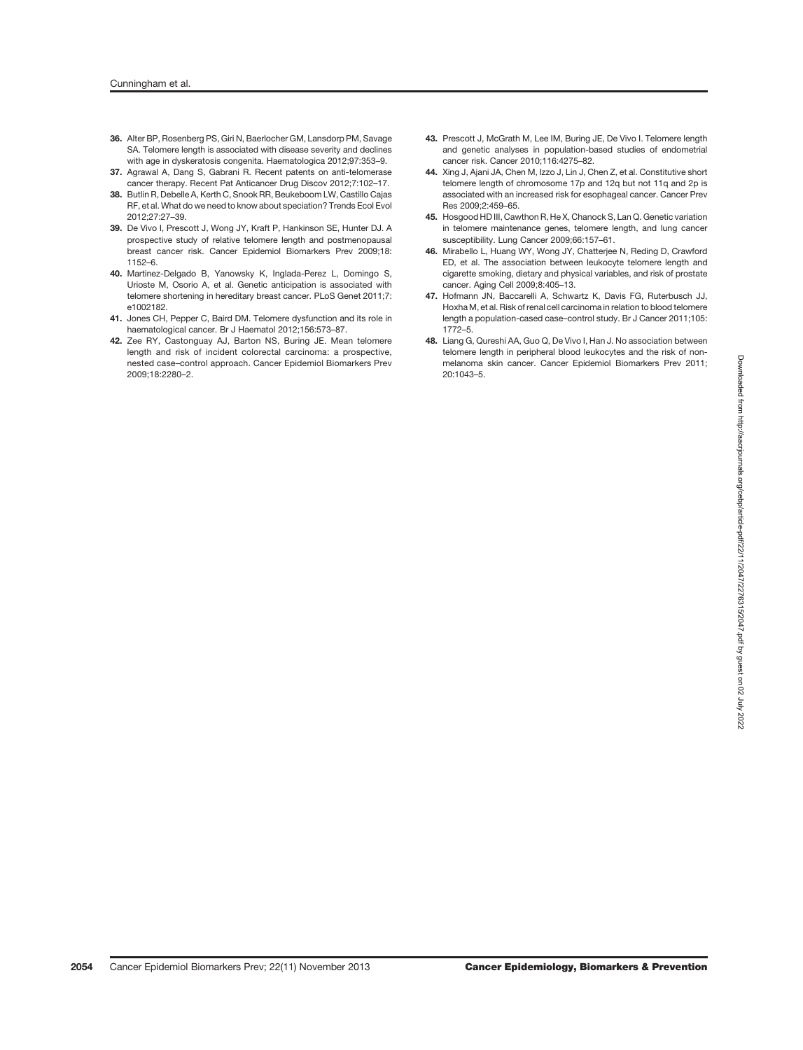36. Alter BP, Rosenberg PS, Giri N, Baerlocher GM, Lansdorp PM, Savage SA. Telomere length is associated with disease severity and declines with age in dyskeratosis congenita. Haematologica 2012;97:353–9.
37. Agrawal A, Dang S, Gabrani R. Recent patents on anti-telomerase cancer therapy. Recent Pat Anticancer Drug Discov 2012;7:102–17.
38. Butlin R, Debelle A, Kerth C, Snook RR, Beukeboom LW, Castillo Cajas RF, et al. What do we need to know about speciation? Trends Ecol Evol 2012;27:27–39.
39. De Vivo I, Prescott J, Wong JY, Kraft P, Hankinson SE, Hunter DJ. A prospective study of relative telomere length and postmenopausal breast cancer risk. Cancer Epidemiol Biomarkers Prev 2009;18: 1152–6.
40. Martinez-Delgado B, Yanowsky K, Inglada-Perez L, Domingo S, Urioste M, Osorio A, et al. Genetic anticipation is associated with telomere shortening in hereditary breast cancer. PLoS Genet 2011;7: e1002182.
41. Jones CH, Pepper C, Baird DM. Telomere dysfunction and its role in haematological cancer. Br J Haematol 2012;156:573–87.
42. Zee RY, Castonguay AJ, Barton NS, Buring JE. Mean telomere length and risk of incident colorectal carcinoma: a prospective, nested case–control approach. Cancer Epidemiol Biomarkers Prev 2009;18:2280–2.
43. Prescott J, McGrath M, Lee IM, Buring JE, De Vivo I. Telomere length and genetic analyses in population-based studies of endometrial cancer risk. Cancer 2010;116:4275–82.
44. Xing J, Ajani JA, Chen M, Izzo J, Lin J, Chen Z, et al. Constitutive short telomere length of chromosome 17p and 12q but not 11q and 2p is associated with an increased risk for esophageal cancer. Cancer Prev Res 2009;2:459–65.
45. Hosgood HD III, Cawthon R, He X, Chanock S, Lan Q. Genetic variation in telomere maintenance genes, telomere length, and lung cancer susceptibility. Lung Cancer 2009;66:157–61.
46. Mirabello L, Huang WY, Wong JY, Chatterjee N, Reding D, Crawford ED, et al. The association between leukocyte telomere length and cigarette smoking, dietary and physical variables, and risk of prostate cancer. Aging Cell 2009;8:405–13.
47. Hofmann JN, Baccarelli A, Schwartz K, Davis FG, Ruterbusch JJ, Hoxha M, et al. Risk of renal cell carcinoma in relation to blood telomere length a population-cased case–control study. Br J Cancer 2011;105: 1772–5.
48. Liang G, Qureshi AA, Guo Q, De Vivo I, Han J. No association between telomere length in peripheral blood leukocytes and the risk of non-melanoma skin cancer. Cancer Epidemiol Biomarkers Prev 2011; 20:1043–5.